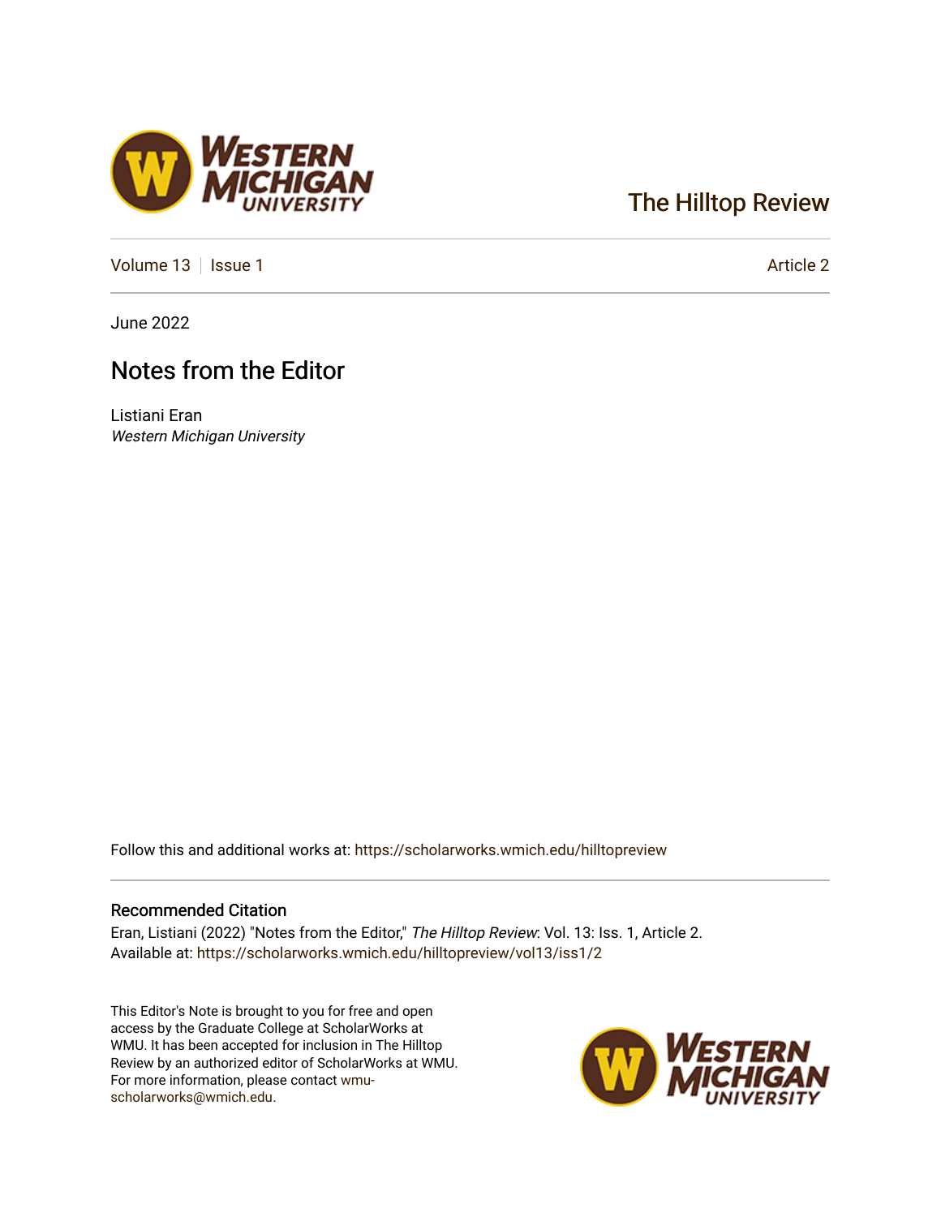# The Hilltop Review

Volume 13 | Issue 1 | Article 2

June 2022

## Notes from the Editor

Listiani Eran
*Western Michigan University*

Follow this and additional works at: https://scholarworks.wmich.edu/hilltopreview

### Recommended Citation

Eran, Listiani (2022) "Notes from the Editor," *The Hilltop Review*: Vol. 13: Iss. 1, Article 2.
Available at: https://scholarworks.wmich.edu/hilltopreview/vol13/iss1/2

This Editor's Note is brought to you for free and open access by the Graduate College at ScholarWorks at WMU. It has been accepted for inclusion in The Hilltop Review by an authorized editor of ScholarWorks at WMU. For more information, please contact wmu-scholarworks@wmich.edu.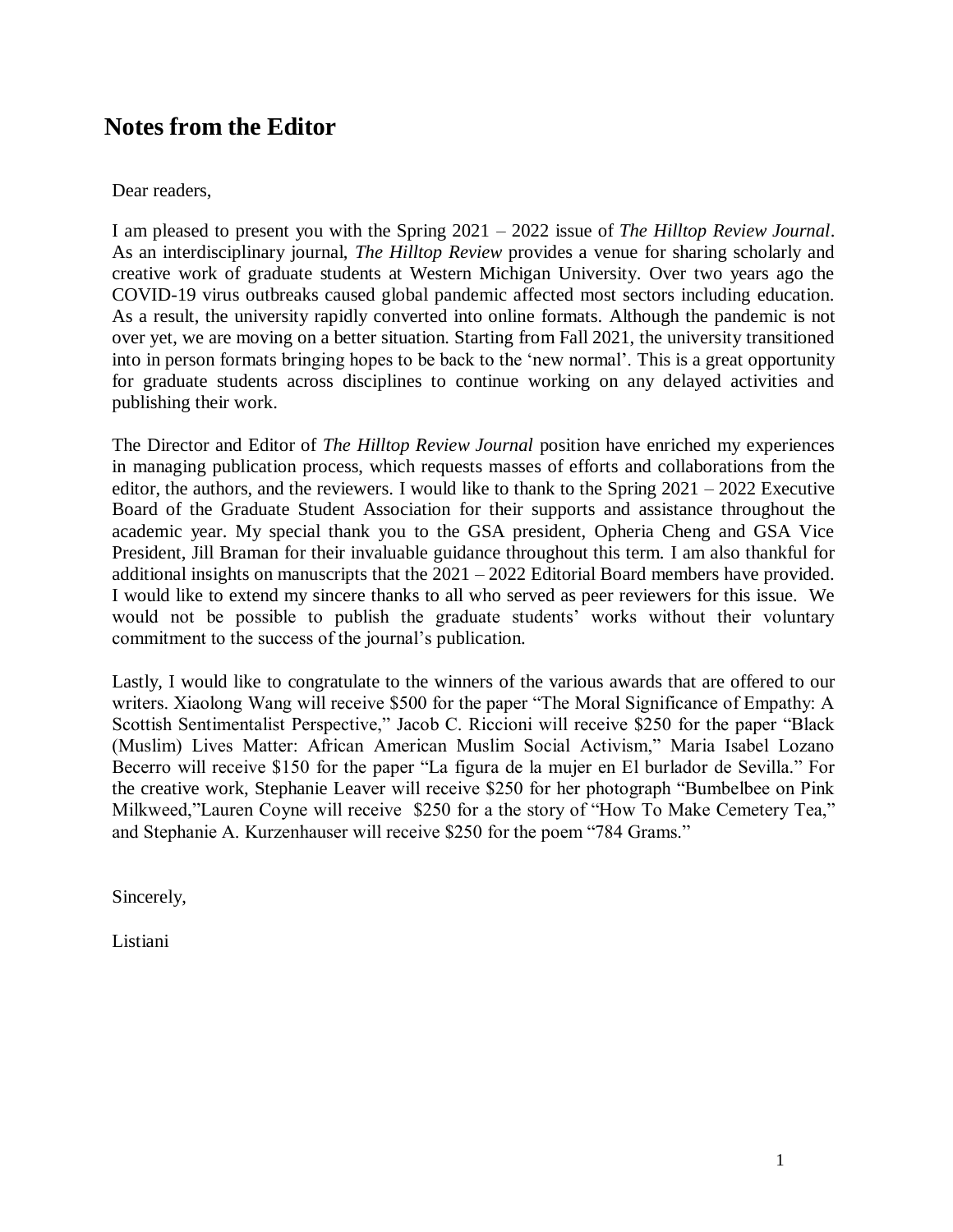## Notes from the Editor

Dear readers,

I am pleased to present you with the Spring 2021 – 2022 issue of *The Hilltop Review Journal*. As an interdisciplinary journal, *The Hilltop Review* provides a venue for sharing scholarly and creative work of graduate students at Western Michigan University. Over two years ago the COVID-19 virus outbreaks caused global pandemic affected most sectors including education. As a result, the university rapidly converted into online formats. Although the pandemic is not over yet, we are moving on a better situation. Starting from Fall 2021, the university transitioned into in person formats bringing hopes to be back to the 'new normal'. This is a great opportunity for graduate students across disciplines to continue working on any delayed activities and publishing their work.

The Director and Editor of *The Hilltop Review Journal* position have enriched my experiences in managing publication process, which requests masses of efforts and collaborations from the editor, the authors, and the reviewers. I would like to thank to the Spring 2021 – 2022 Executive Board of the Graduate Student Association for their supports and assistance throughout the academic year. My special thank you to the GSA president, Opheria Cheng and GSA Vice President, Jill Braman for their invaluable guidance throughout this term. I am also thankful for additional insights on manuscripts that the 2021 – 2022 Editorial Board members have provided. I would like to extend my sincere thanks to all who served as peer reviewers for this issue. We would not be possible to publish the graduate students' works without their voluntary commitment to the success of the journal's publication.

Lastly, I would like to congratulate to the winners of the various awards that are offered to our writers. Xiaolong Wang will receive $500 for the paper "The Moral Significance of Empathy: A Scottish Sentimentalist Perspective," Jacob C. Riccioni will receive $250 for the paper "Black (Muslim) Lives Matter: African American Muslim Social Activism," Maria Isabel Lozano Becerro will receive $150 for the paper "La figura de la mujer en El burlador de Sevilla." For the creative work, Stephanie Leaver will receive $250 for her photograph "Bumbelbee on Pink Milkweed,"Lauren Coyne will receive $250 for a the story of "How To Make Cemetery Tea," and Stephanie A. Kurzenhauser will receive $250 for the poem "784 Grams."

Sincerely,

Listiani